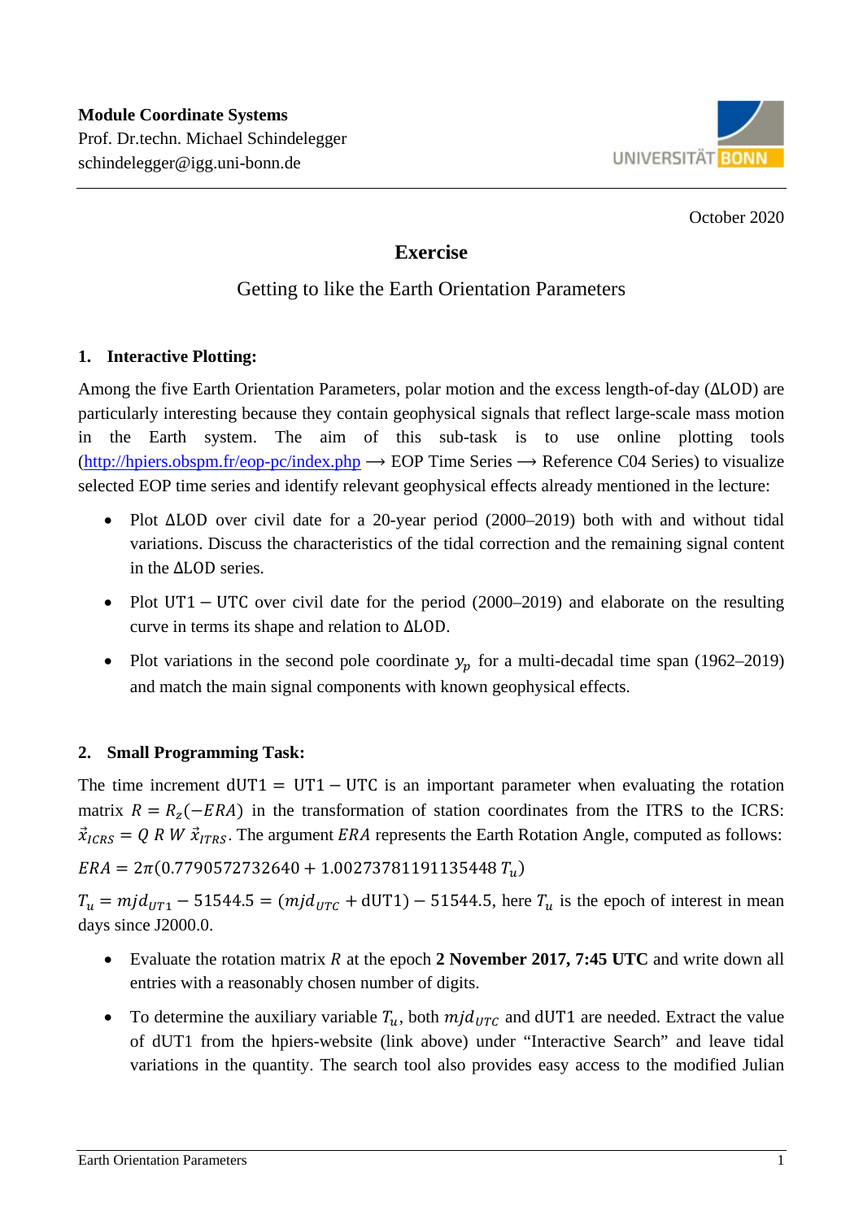**Module Coordinate Systems**
Prof. Dr.techn. Michael Schindelegger
schindelegger@igg.uni-bonn.de

October 2020

# Exercise

## Getting to like the Earth Orientation Parameters

### 1. Interactive Plotting:

Among the five Earth Orientation Parameters, polar motion and the excess length-of-day (ΔLOD) are particularly interesting because they contain geophysical signals that reflect large-scale mass motion in the Earth system. The aim of this sub-task is to use online plotting tools (http://hpiers.obspm.fr/eop-pc/index.php ⟶ EOP Time Series ⟶ Reference C04 Series) to visualize selected EOP time series and identify relevant geophysical effects already mentioned in the lecture:

- Plot ΔLOD over civil date for a 20-year period (2000–2019) both with and without tidal variations. Discuss the characteristics of the tidal correction and the remaining signal content in the ΔLOD series.
- Plot UT1 − UTC over civil date for the period (2000–2019) and elaborate on the resulting curve in terms its shape and relation to ΔLOD.
- Plot variations in the second pole coordinate $y_p$ for a multi-decadal time span (1962–2019) and match the main signal components with known geophysical effects.

### 2. Small Programming Task:

The time increment $\text{dUT1} = \text{UT1} - \text{UTC}$ is an important parameter when evaluating the rotation matrix $R = R_z(-ERA)$ in the transformation of station coordinates from the ITRS to the ICRS: $\vec{x}_{ICRS} = Q\,R\,W\,\vec{x}_{ITRS}$. The argument $ERA$ represents the Earth Rotation Angle, computed as follows:

$$ERA = 2\pi(0.7790572732640 + 1.00273781191135448\,T_u)$$

$T_u = mjd_{UT1} - 51544.5 = (mjd_{UTC} + \text{dUT1}) - 51544.5$, here $T_u$ is the epoch of interest in mean days since J2000.0.

- Evaluate the rotation matrix $R$ at the epoch **2 November 2017, 7:45 UTC** and write down all entries with a reasonably chosen number of digits.
- To determine the auxiliary variable $T_u$, both $mjd_{UTC}$ and dUT1 are needed. Extract the value of dUT1 from the hpiers-website (link above) under "Interactive Search" and leave tidal variations in the quantity. The search tool also provides easy access to the modified Julian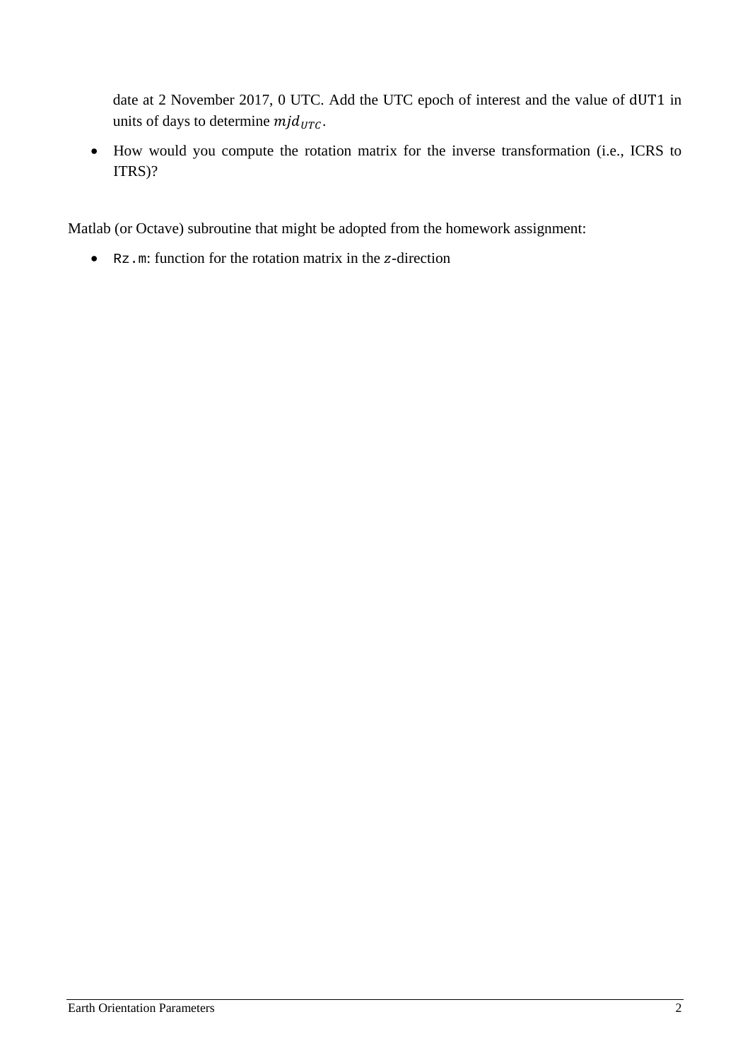date at 2 November 2017, 0 UTC. Add the UTC epoch of interest and the value of dUT1 in units of days to determine $mjd_{UTC}$.

- How would you compute the rotation matrix for the inverse transformation (i.e., ICRS to ITRS)?

Matlab (or Octave) subroutine that might be adopted from the homework assignment:

- `Rz.m`: function for the rotation matrix in the $z$-direction